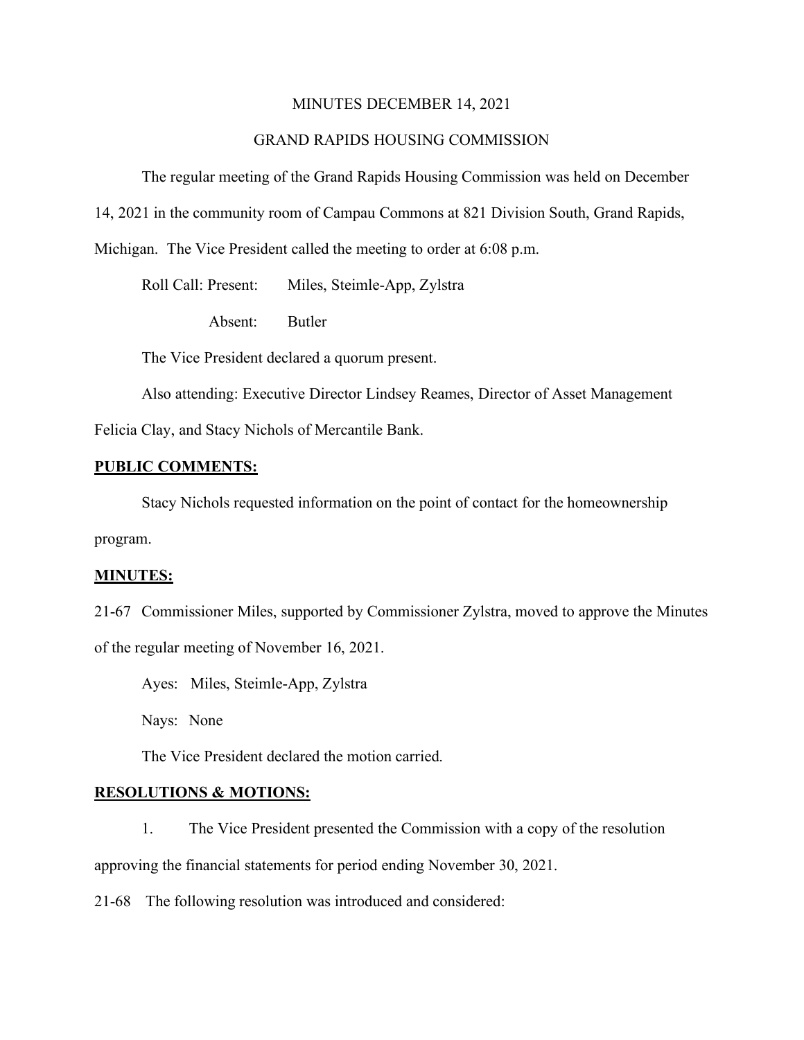MINUTES DECEMBER 14, 2021

GRAND RAPIDS HOUSING COMMISSION

The regular meeting of the Grand Rapids Housing Commission was held on December 14, 2021 in the community room of Campau Commons at 821 Division South, Grand Rapids, Michigan. The Vice President called the meeting to order at 6:08 p.m.

Roll Call: Present: Miles, Steimle-App, Zylstra

Absent: Butler

The Vice President declared a quorum present.

Also attending: Executive Director Lindsey Reames, Director of Asset Management Felicia Clay, and Stacy Nichols of Mercantile Bank.

**PUBLIC COMMENTS:**

Stacy Nichols requested information on the point of contact for the homeownership program.

**MINUTES:**

21-67 Commissioner Miles, supported by Commissioner Zylstra, moved to approve the Minutes of the regular meeting of November 16, 2021.

Ayes: Miles, Steimle-App, Zylstra

Nays: None

The Vice President declared the motion carried.

**RESOLUTIONS & MOTIONS:**

1. The Vice President presented the Commission with a copy of the resolution approving the financial statements for period ending November 30, 2021.

21-68 The following resolution was introduced and considered: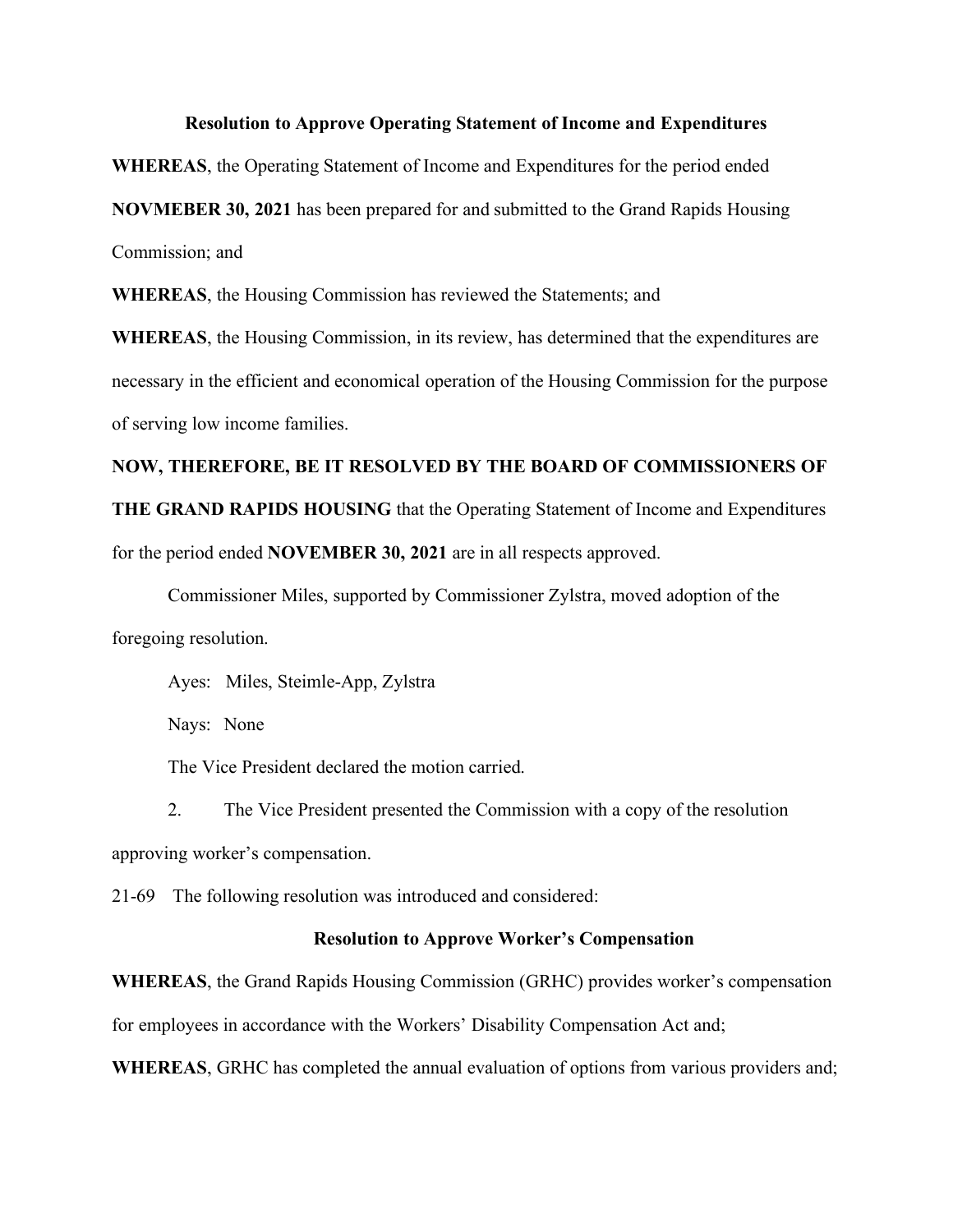**Resolution to Approve Operating Statement of Income and Expenditures**

**WHEREAS**, the Operating Statement of Income and Expenditures for the period ended **NOVMEBER 30, 2021** has been prepared for and submitted to the Grand Rapids Housing Commission; and

**WHEREAS**, the Housing Commission has reviewed the Statements; and

**WHEREAS**, the Housing Commission, in its review, has determined that the expenditures are necessary in the efficient and economical operation of the Housing Commission for the purpose of serving low income families.

**NOW, THEREFORE, BE IT RESOLVED BY THE BOARD OF COMMISSIONERS OF THE GRAND RAPIDS HOUSING** that the Operating Statement of Income and Expenditures for the period ended **NOVEMBER 30, 2021** are in all respects approved.

Commissioner Miles, supported by Commissioner Zylstra, moved adoption of the foregoing resolution.

Ayes: Miles, Steimle-App, Zylstra

Nays: None

The Vice President declared the motion carried.

2. The Vice President presented the Commission with a copy of the resolution approving worker's compensation.

21-69 The following resolution was introduced and considered:

**Resolution to Approve Worker's Compensation**

**WHEREAS**, the Grand Rapids Housing Commission (GRHC) provides worker's compensation for employees in accordance with the Workers' Disability Compensation Act and;

**WHEREAS**, GRHC has completed the annual evaluation of options from various providers and;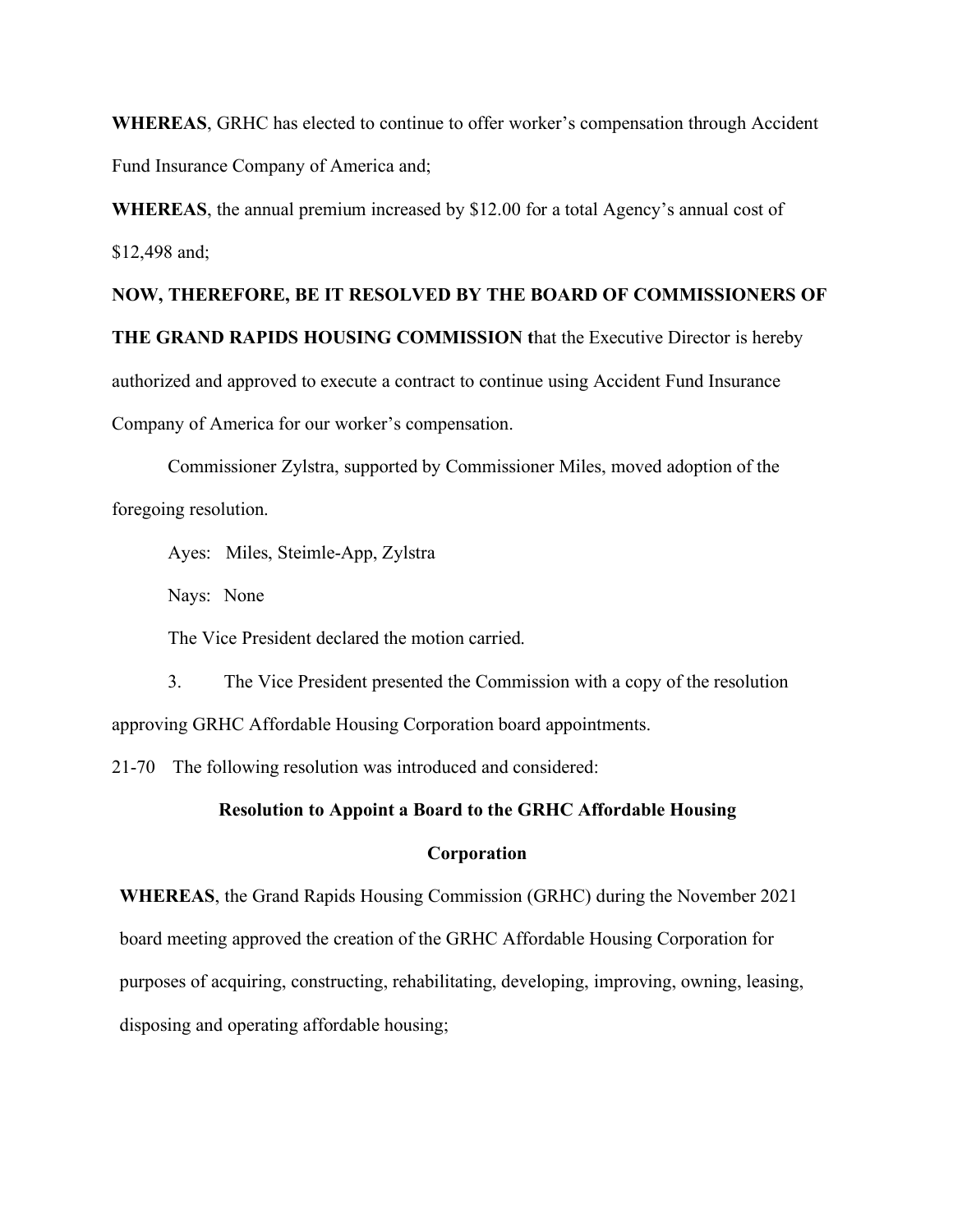**WHEREAS**, GRHC has elected to continue to offer worker's compensation through Accident Fund Insurance Company of America and;

**WHEREAS**, the annual premium increased by $12.00 for a total Agency's annual cost of $12,498 and;

**NOW, THEREFORE, BE IT RESOLVED BY THE BOARD OF COMMISSIONERS OF THE GRAND RAPIDS HOUSING COMMISSION t**hat the Executive Director is hereby authorized and approved to execute a contract to continue using Accident Fund Insurance Company of America for our worker's compensation.

Commissioner Zylstra, supported by Commissioner Miles, moved adoption of the foregoing resolution.

Ayes: Miles, Steimle-App, Zylstra

Nays: None

The Vice President declared the motion carried.

3. The Vice President presented the Commission with a copy of the resolution approving GRHC Affordable Housing Corporation board appointments.

21-70 The following resolution was introduced and considered:

**Resolution to Appoint a Board to the GRHC Affordable Housing Corporation**

**WHEREAS**, the Grand Rapids Housing Commission (GRHC) during the November 2021 board meeting approved the creation of the GRHC Affordable Housing Corporation for purposes of acquiring, constructing, rehabilitating, developing, improving, owning, leasing, disposing and operating affordable housing;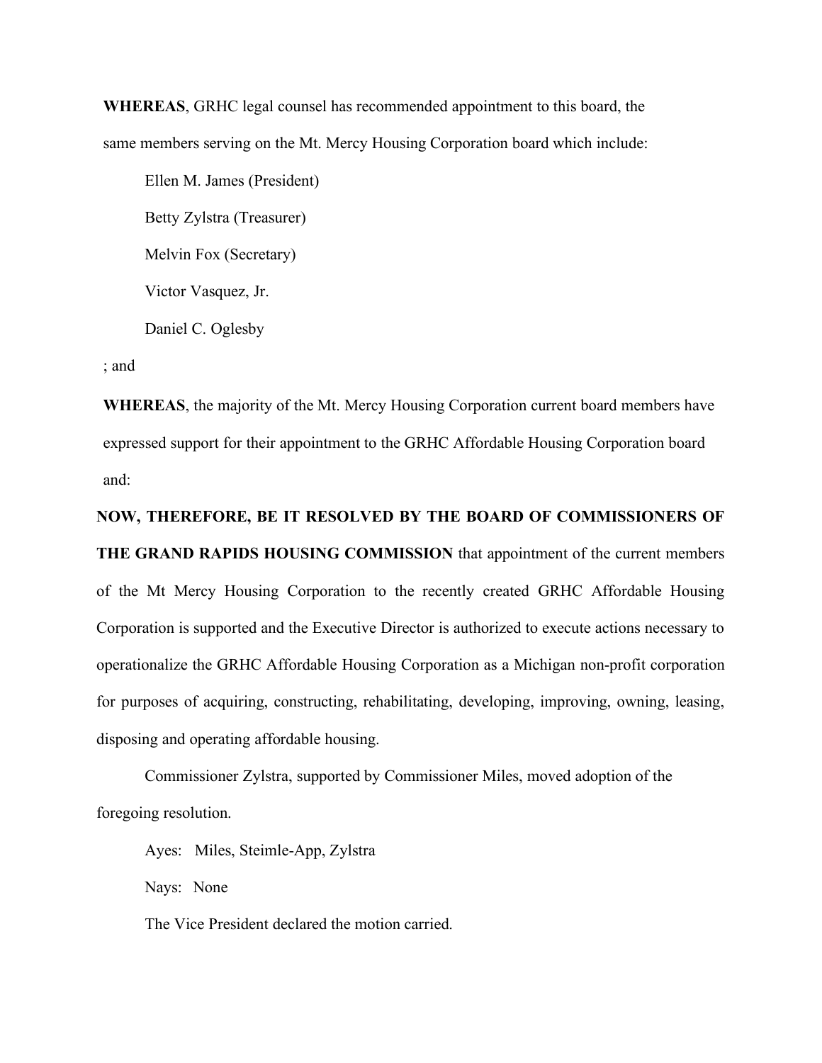**WHEREAS**, GRHC legal counsel has recommended appointment to this board, the same members serving on the Mt. Mercy Housing Corporation board which include:

Ellen M. James (President)

Betty Zylstra (Treasurer)

Melvin Fox (Secretary)

Victor Vasquez, Jr.

Daniel C. Oglesby

; and

**WHEREAS**, the majority of the Mt. Mercy Housing Corporation current board members have expressed support for their appointment to the GRHC Affordable Housing Corporation board and:

**NOW, THEREFORE, BE IT RESOLVED BY THE BOARD OF COMMISSIONERS OF THE GRAND RAPIDS HOUSING COMMISSION** that appointment of the current members of the Mt Mercy Housing Corporation to the recently created GRHC Affordable Housing Corporation is supported and the Executive Director is authorized to execute actions necessary to operationalize the GRHC Affordable Housing Corporation as a Michigan non-profit corporation for purposes of acquiring, constructing, rehabilitating, developing, improving, owning, leasing, disposing and operating affordable housing.

Commissioner Zylstra, supported by Commissioner Miles, moved adoption of the foregoing resolution.

Ayes: Miles, Steimle-App, Zylstra

Nays: None

The Vice President declared the motion carried.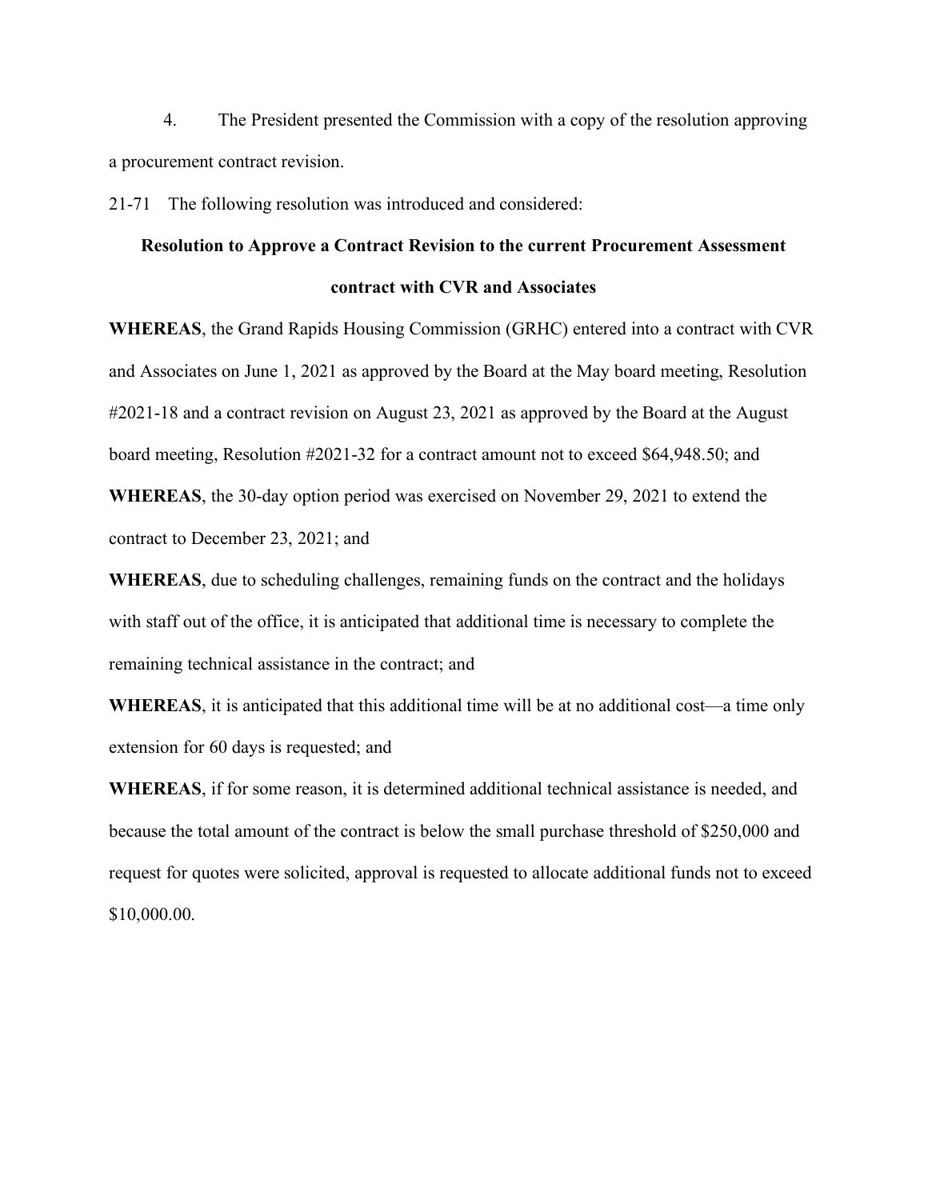4. The President presented the Commission with a copy of the resolution approving a procurement contract revision.

21-71 The following resolution was introduced and considered:

**Resolution to Approve a Contract Revision to the current Procurement Assessment contract with CVR and Associates**

**WHEREAS**, the Grand Rapids Housing Commission (GRHC) entered into a contract with CVR and Associates on June 1, 2021 as approved by the Board at the May board meeting, Resolution #2021-18 and a contract revision on August 23, 2021 as approved by the Board at the August board meeting, Resolution #2021-32 for a contract amount not to exceed $64,948.50; and

**WHEREAS**, the 30-day option period was exercised on November 29, 2021 to extend the contract to December 23, 2021; and

**WHEREAS**, due to scheduling challenges, remaining funds on the contract and the holidays with staff out of the office, it is anticipated that additional time is necessary to complete the remaining technical assistance in the contract; and

**WHEREAS**, it is anticipated that this additional time will be at no additional cost—a time only extension for 60 days is requested; and

**WHEREAS**, if for some reason, it is determined additional technical assistance is needed, and because the total amount of the contract is below the small purchase threshold of $250,000 and request for quotes were solicited, approval is requested to allocate additional funds not to exceed $10,000.00.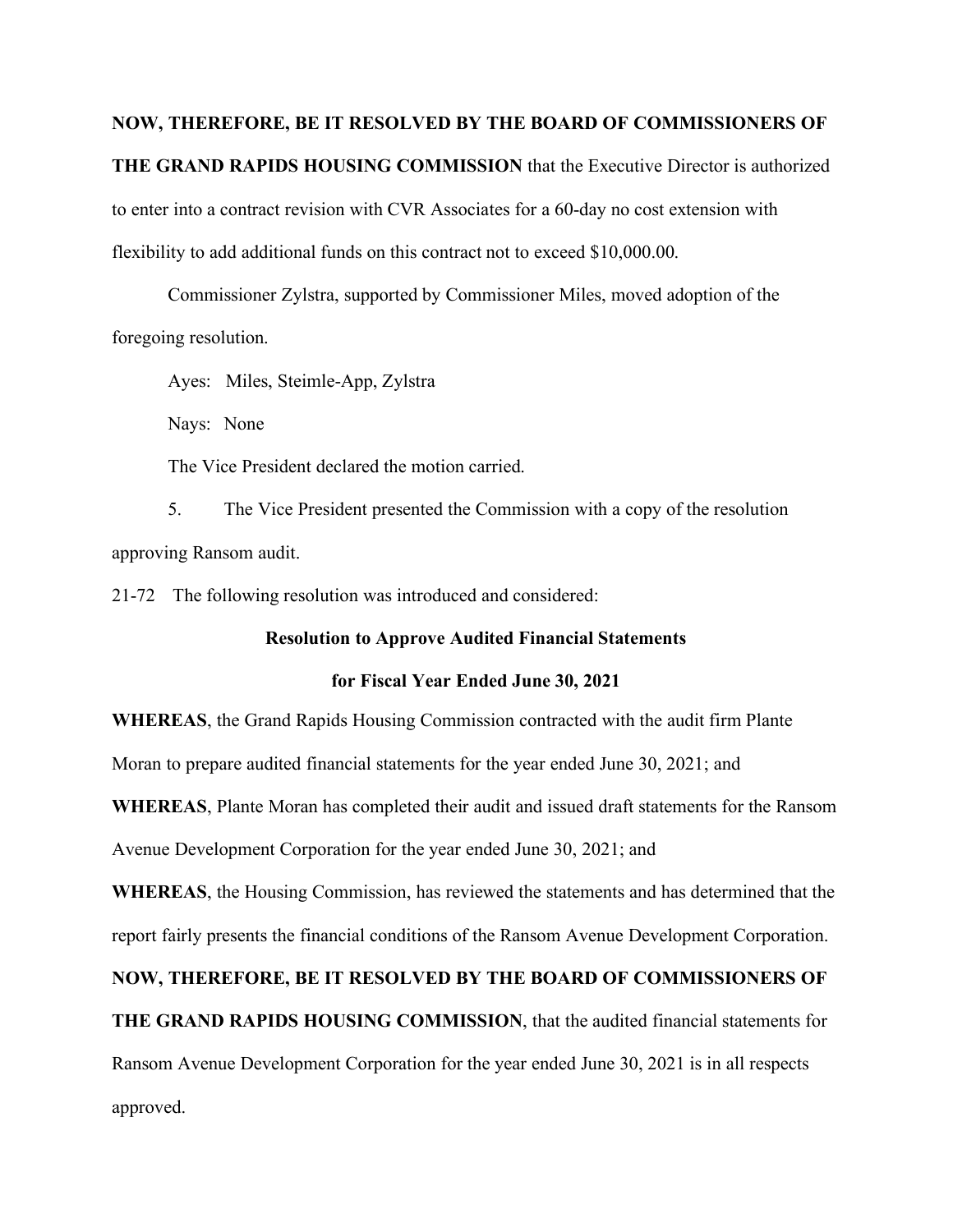**NOW, THEREFORE, BE IT RESOLVED BY THE BOARD OF COMMISSIONERS OF THE GRAND RAPIDS HOUSING COMMISSION** that the Executive Director is authorized to enter into a contract revision with CVR Associates for a 60-day no cost extension with flexibility to add additional funds on this contract not to exceed $10,000.00.

Commissioner Zylstra, supported by Commissioner Miles, moved adoption of the foregoing resolution.

Ayes: Miles, Steimle-App, Zylstra

Nays: None

The Vice President declared the motion carried.

5. The Vice President presented the Commission with a copy of the resolution approving Ransom audit.

21-72 The following resolution was introduced and considered:

**Resolution to Approve Audited Financial Statements**

**for Fiscal Year Ended June 30, 2021**

**WHEREAS**, the Grand Rapids Housing Commission contracted with the audit firm Plante Moran to prepare audited financial statements for the year ended June 30, 2021; and

**WHEREAS**, Plante Moran has completed their audit and issued draft statements for the Ransom Avenue Development Corporation for the year ended June 30, 2021; and

**WHEREAS**, the Housing Commission, has reviewed the statements and has determined that the report fairly presents the financial conditions of the Ransom Avenue Development Corporation.

**NOW, THEREFORE, BE IT RESOLVED BY THE BOARD OF COMMISSIONERS OF THE GRAND RAPIDS HOUSING COMMISSION**, that the audited financial statements for Ransom Avenue Development Corporation for the year ended June 30, 2021 is in all respects approved.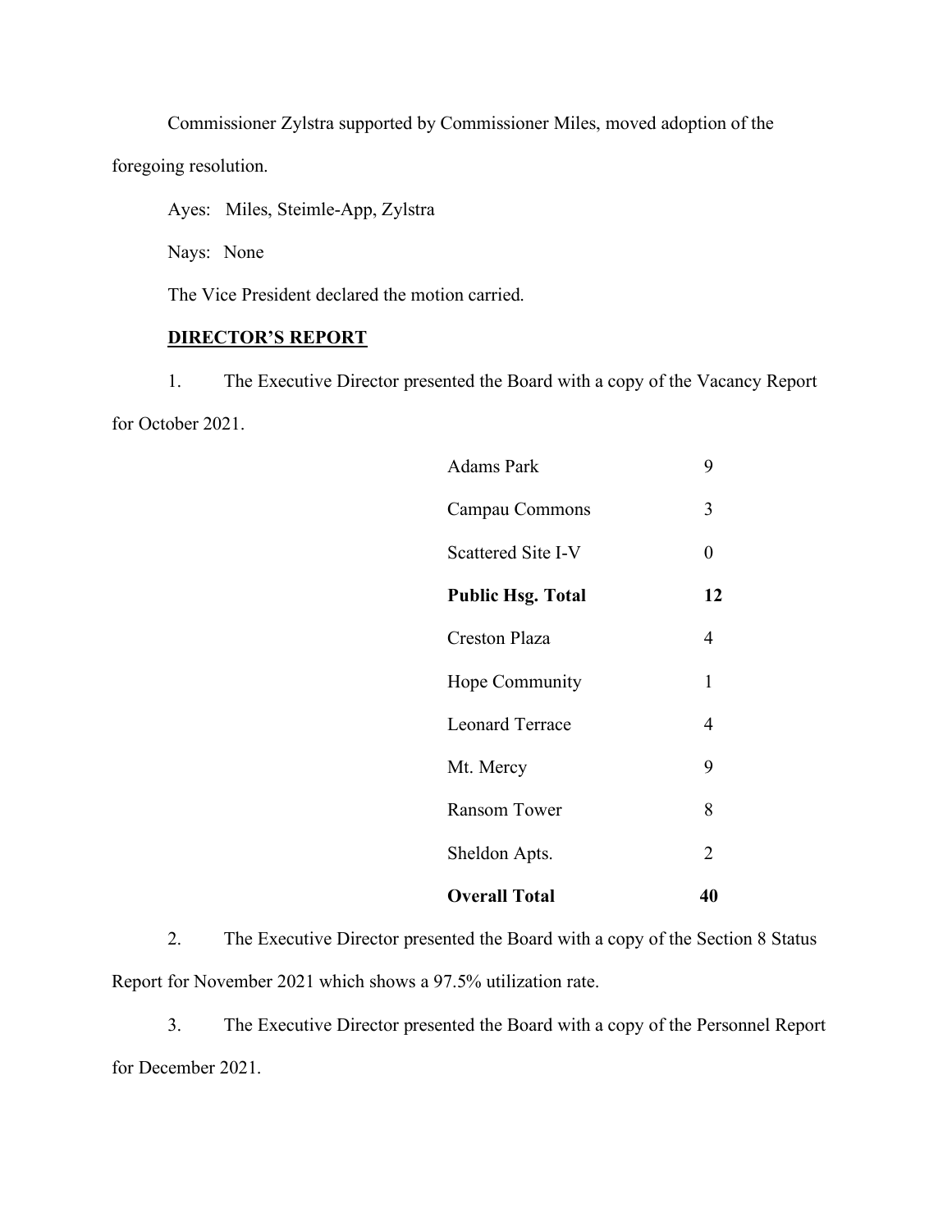Commissioner Zylstra supported by Commissioner Miles, moved adoption of the foregoing resolution.

Ayes: Miles, Steimle-App, Zylstra

Nays: None

The Vice President declared the motion carried.

**<u>DIRECTOR'S REPORT</u>**

1. The Executive Director presented the Board with a copy of the Vacancy Report for October 2021.

| | |
|---|---|
| Adams Park | 9 |
| Campau Commons | 3 |
| Scattered Site I-V | 0 |
| **Public Hsg. Total** | **12** |
| Creston Plaza | 4 |
| Hope Community | 1 |
| Leonard Terrace | 4 |
| Mt. Mercy | 9 |
| Ransom Tower | 8 |
| Sheldon Apts. | 2 |
| **Overall Total** | **40** |

2. The Executive Director presented the Board with a copy of the Section 8 Status Report for November 2021 which shows a 97.5% utilization rate.

3. The Executive Director presented the Board with a copy of the Personnel Report for December 2021.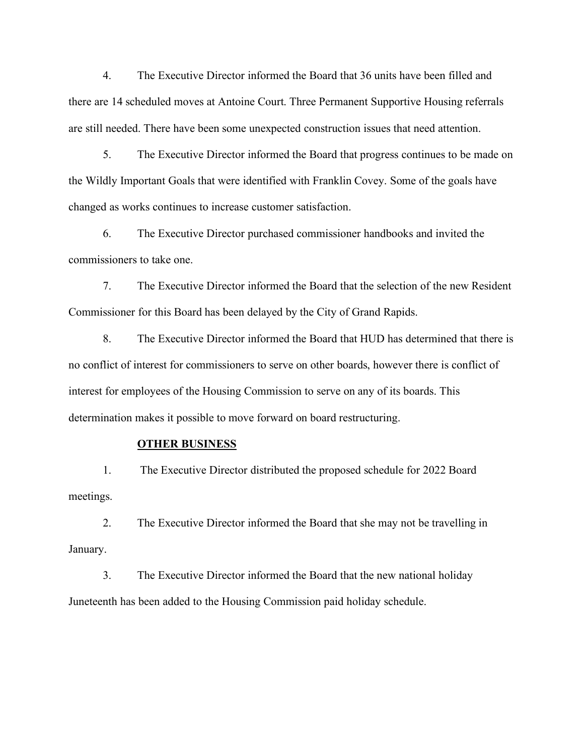4. The Executive Director informed the Board that 36 units have been filled and there are 14 scheduled moves at Antoine Court. Three Permanent Supportive Housing referrals are still needed. There have been some unexpected construction issues that need attention.

5. The Executive Director informed the Board that progress continues to be made on the Wildly Important Goals that were identified with Franklin Covey. Some of the goals have changed as works continues to increase customer satisfaction.

6. The Executive Director purchased commissioner handbooks and invited the commissioners to take one.

7. The Executive Director informed the Board that the selection of the new Resident Commissioner for this Board has been delayed by the City of Grand Rapids.

8. The Executive Director informed the Board that HUD has determined that there is no conflict of interest for commissioners to serve on other boards, however there is conflict of interest for employees of the Housing Commission to serve on any of its boards. This determination makes it possible to move forward on board restructuring.

**<u>OTHER BUSINESS</u>**

1. The Executive Director distributed the proposed schedule for 2022 Board meetings.

2. The Executive Director informed the Board that she may not be travelling in January.

3. The Executive Director informed the Board that the new national holiday Juneteenth has been added to the Housing Commission paid holiday schedule.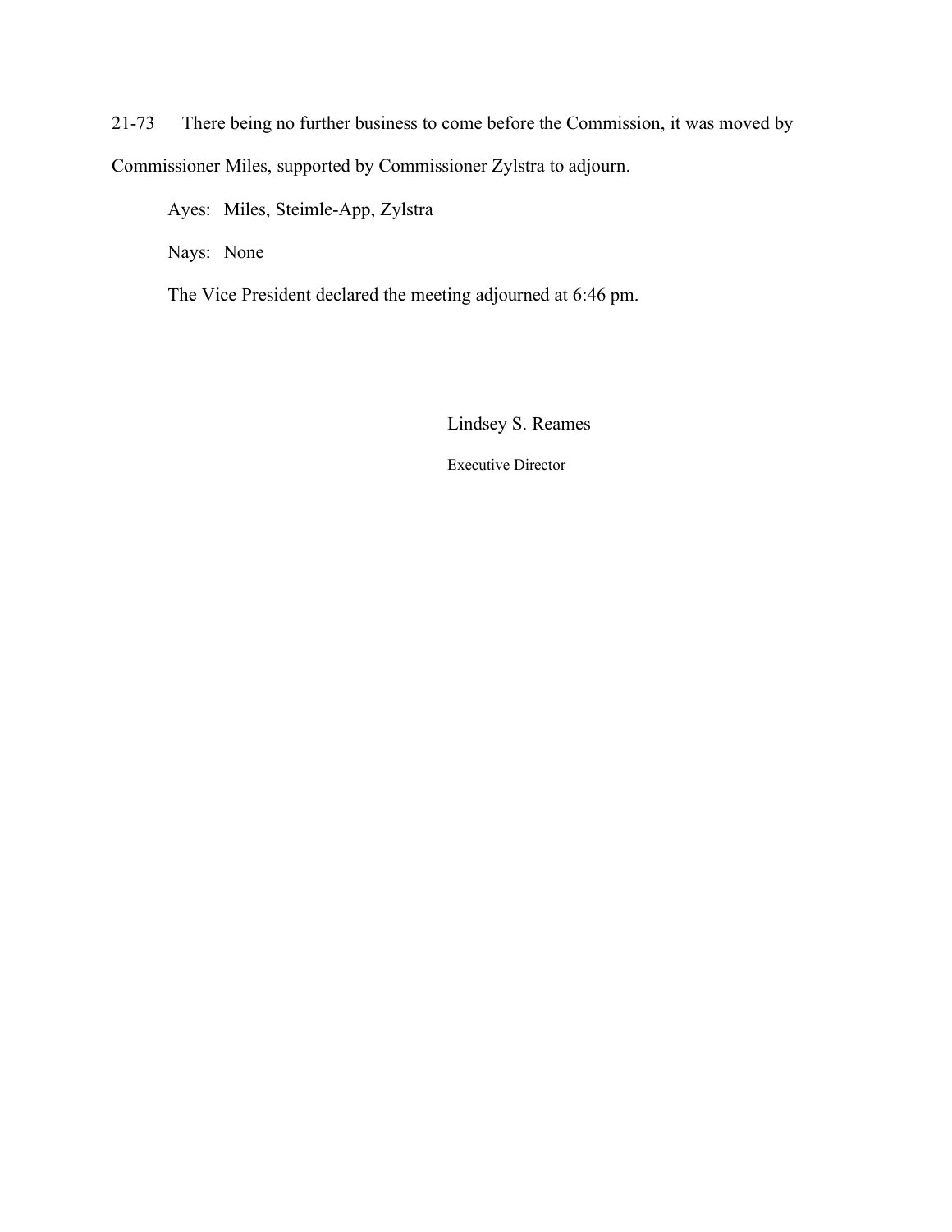21-73 There being no further business to come before the Commission, it was moved by Commissioner Miles, supported by Commissioner Zylstra to adjourn.

Ayes: Miles, Steimle-App, Zylstra

Nays: None

The Vice President declared the meeting adjourned at 6:46 pm.

Lindsey S. Reames

Executive Director